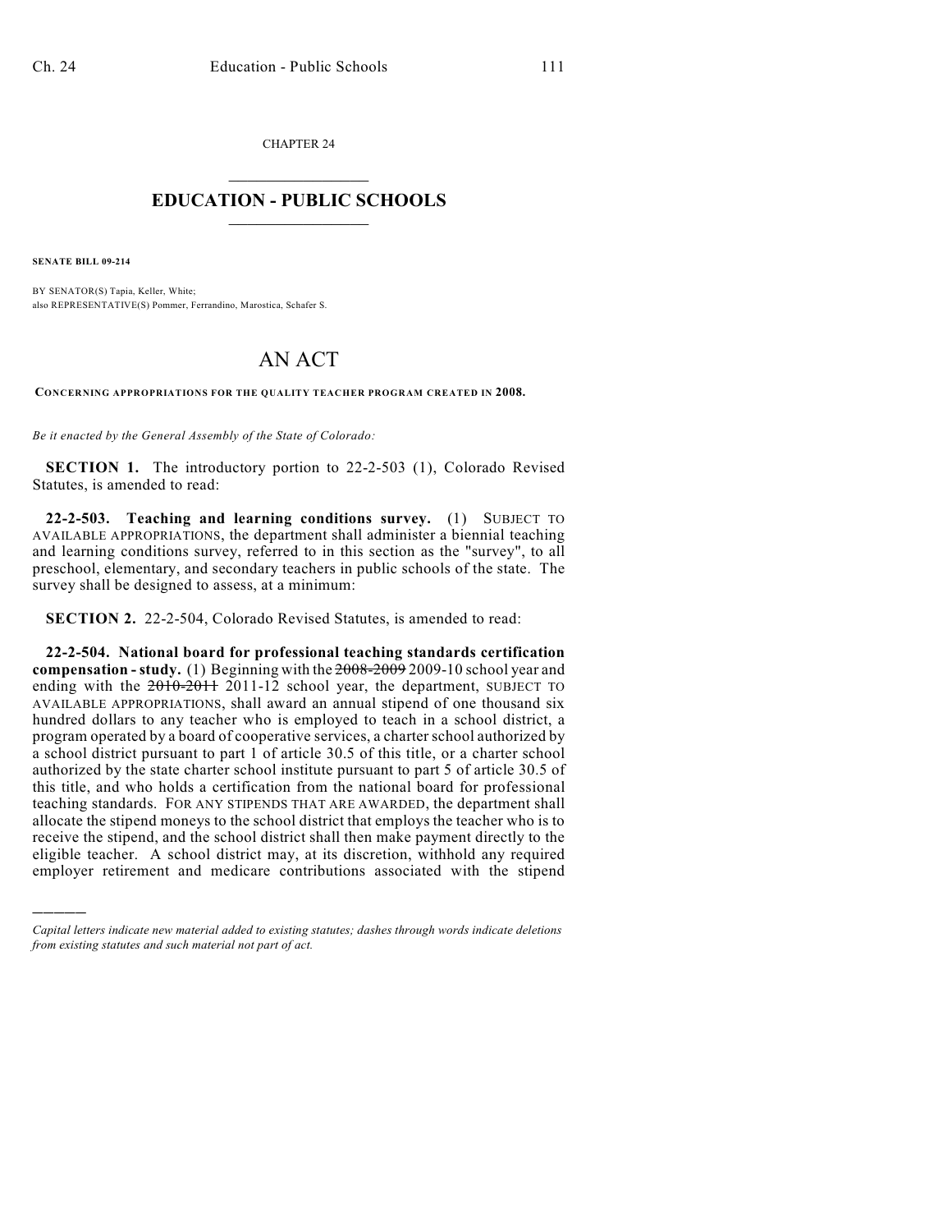CHAPTER 24

# EDUCATION - PUBLIC SCHOOLS

**SENATE BILL 09-214**

BY SENATOR(S) Tapia, Keller, White;
also REPRESENTATIVE(S) Pommer, Ferrandino, Marostica, Schafer S.

# AN ACT

**CONCERNING APPROPRIATIONS FOR THE QUALITY TEACHER PROGRAM CREATED IN 2008.**

*Be it enacted by the General Assembly of the State of Colorado:*

**SECTION 1.** The introductory portion to 22-2-503 (1), Colorado Revised Statutes, is amended to read:

**22-2-503. Teaching and learning conditions survey.** (1) SUBJECT TO AVAILABLE APPROPRIATIONS, the department shall administer a biennial teaching and learning conditions survey, referred to in this section as the "survey", to all preschool, elementary, and secondary teachers in public schools of the state. The survey shall be designed to assess, at a minimum:

**SECTION 2.** 22-2-504, Colorado Revised Statutes, is amended to read:

**22-2-504. National board for professional teaching standards certification compensation - study.** (1) Beginning with the ~~2008-2009~~ 2009-10 school year and ending with the ~~2010-2011~~ 2011-12 school year, the department, SUBJECT TO AVAILABLE APPROPRIATIONS, shall award an annual stipend of one thousand six hundred dollars to any teacher who is employed to teach in a school district, a program operated by a board of cooperative services, a charter school authorized by a school district pursuant to part 1 of article 30.5 of this title, or a charter school authorized by the state charter school institute pursuant to part 5 of article 30.5 of this title, and who holds a certification from the national board for professional teaching standards. FOR ANY STIPENDS THAT ARE AWARDED, the department shall allocate the stipend moneys to the school district that employs the teacher who is to receive the stipend, and the school district shall then make payment directly to the eligible teacher. A school district may, at its discretion, withhold any required employer retirement and medicare contributions associated with the stipend

---

*Capital letters indicate new material added to existing statutes; dashes through words indicate deletions from existing statutes and such material not part of act.*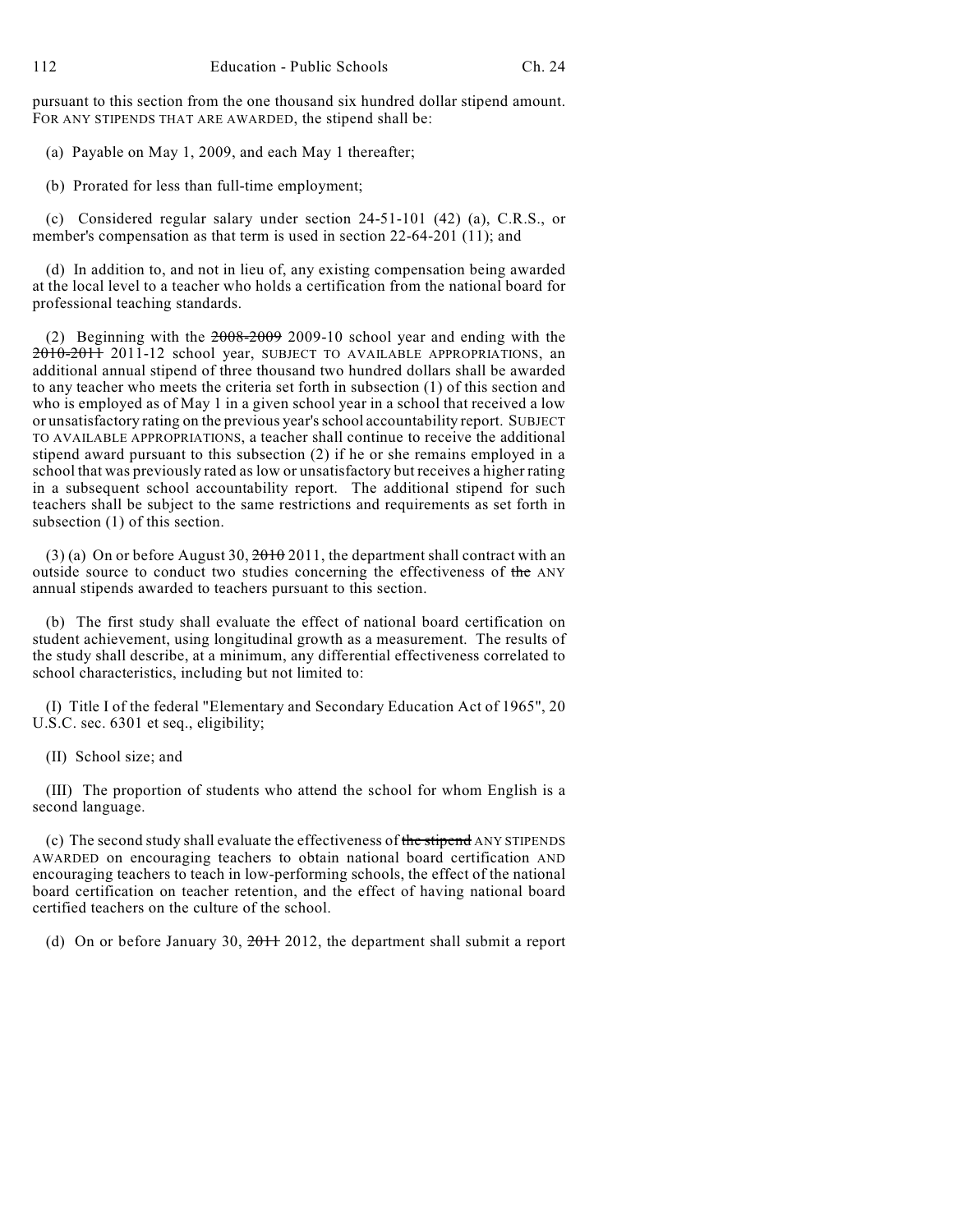pursuant to this section from the one thousand six hundred dollar stipend amount. FOR ANY STIPENDS THAT ARE AWARDED, the stipend shall be:

(a) Payable on May 1, 2009, and each May 1 thereafter;

(b) Prorated for less than full-time employment;

(c) Considered regular salary under section 24-51-101 (42) (a), C.R.S., or member's compensation as that term is used in section 22-64-201 (11); and

(d) In addition to, and not in lieu of, any existing compensation being awarded at the local level to a teacher who holds a certification from the national board for professional teaching standards.

(2) Beginning with the ~~2008-2009~~ 2009-10 school year and ending with the ~~2010-2011~~ 2011-12 school year, SUBJECT TO AVAILABLE APPROPRIATIONS, an additional annual stipend of three thousand two hundred dollars shall be awarded to any teacher who meets the criteria set forth in subsection (1) of this section and who is employed as of May 1 in a given school year in a school that received a low or unsatisfactory rating on the previous year's school accountability report. SUBJECT TO AVAILABLE APPROPRIATIONS, a teacher shall continue to receive the additional stipend award pursuant to this subsection (2) if he or she remains employed in a school that was previously rated as low or unsatisfactory but receives a higher rating in a subsequent school accountability report. The additional stipend for such teachers shall be subject to the same restrictions and requirements as set forth in subsection (1) of this section.

(3) (a) On or before August 30, ~~2010~~ 2011, the department shall contract with an outside source to conduct two studies concerning the effectiveness of ~~the~~ ANY annual stipends awarded to teachers pursuant to this section.

(b) The first study shall evaluate the effect of national board certification on student achievement, using longitudinal growth as a measurement. The results of the study shall describe, at a minimum, any differential effectiveness correlated to school characteristics, including but not limited to:

(I) Title I of the federal "Elementary and Secondary Education Act of 1965", 20 U.S.C. sec. 6301 et seq., eligibility;

(II) School size; and

(III) The proportion of students who attend the school for whom English is a second language.

(c) The second study shall evaluate the effectiveness of ~~the stipend~~ ANY STIPENDS AWARDED on encouraging teachers to obtain national board certification AND encouraging teachers to teach in low-performing schools, the effect of the national board certification on teacher retention, and the effect of having national board certified teachers on the culture of the school.

(d) On or before January 30, ~~2011~~ 2012, the department shall submit a report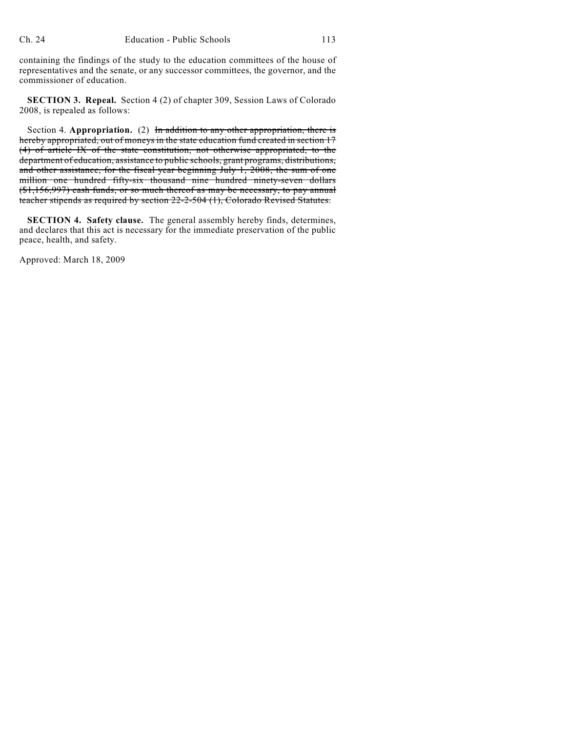containing the findings of the study to the education committees of the house of representatives and the senate, or any successor committees, the governor, and the commissioner of education.

**SECTION 3. Repeal.** Section 4 (2) of chapter 309, Session Laws of Colorado 2008, is repealed as follows:

Section 4. **Appropriation.** (2) ~~In addition to any other appropriation, there is hereby appropriated, out of moneys in the state education fund created in section 17 (4) of article IX of the state constitution, not otherwise appropriated, to the department of education, assistance to public schools, grant programs, distributions, and other assistance, for the fiscal year beginning July 1, 2008, the sum of one million one hundred fifty-six thousand nine hundred ninety-seven dollars ($1,156,997) cash funds, or so much thereof as may be necessary, to pay annual teacher stipends as required by section 22-2-504 (1), Colorado Revised Statutes.~~

**SECTION 4. Safety clause.** The general assembly hereby finds, determines, and declares that this act is necessary for the immediate preservation of the public peace, health, and safety.

Approved: March 18, 2009